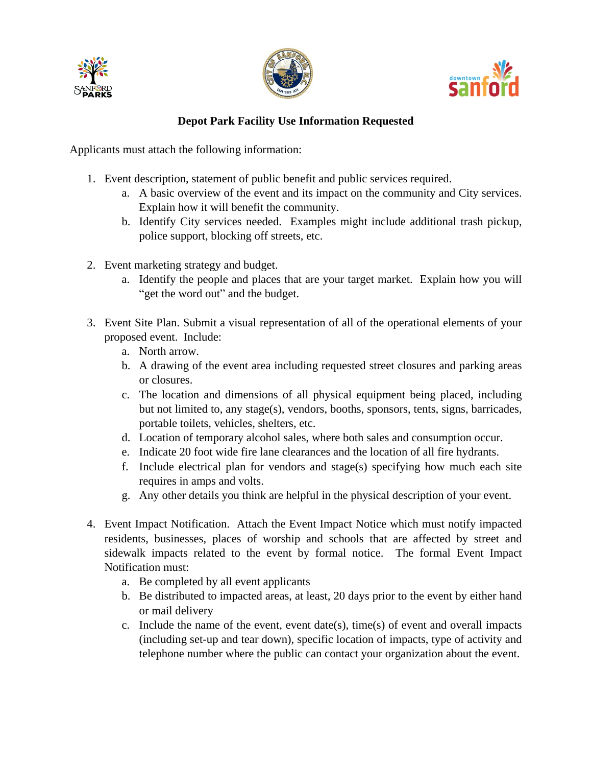## Depot Park Facility Use Information Requested

Applicants must attach the following information:

1. Event description, statement of public benefit and public services required.
   a. A basic overview of the event and its impact on the community and City services. Explain how it will benefit the community.
   b. Identify City services needed. Examples might include additional trash pickup, police support, blocking off streets, etc.

2. Event marketing strategy and budget.
   a. Identify the people and places that are your target market. Explain how you will "get the word out" and the budget.

3. Event Site Plan. Submit a visual representation of all of the operational elements of your proposed event. Include:
   a. North arrow.
   b. A drawing of the event area including requested street closures and parking areas or closures.
   c. The location and dimensions of all physical equipment being placed, including but not limited to, any stage(s), vendors, booths, sponsors, tents, signs, barricades, portable toilets, vehicles, shelters, etc.
   d. Location of temporary alcohol sales, where both sales and consumption occur.
   e. Indicate 20 foot wide fire lane clearances and the location of all fire hydrants.
   f. Include electrical plan for vendors and stage(s) specifying how much each site requires in amps and volts.
   g. Any other details you think are helpful in the physical description of your event.

4. Event Impact Notification. Attach the Event Impact Notice which must notify impacted residents, businesses, places of worship and schools that are affected by street and sidewalk impacts related to the event by formal notice. The formal Event Impact Notification must:
   a. Be completed by all event applicants
   b. Be distributed to impacted areas, at least, 20 days prior to the event by either hand or mail delivery
   c. Include the name of the event, event date(s), time(s) of event and overall impacts (including set-up and tear down), specific location of impacts, type of activity and telephone number where the public can contact your organization about the event.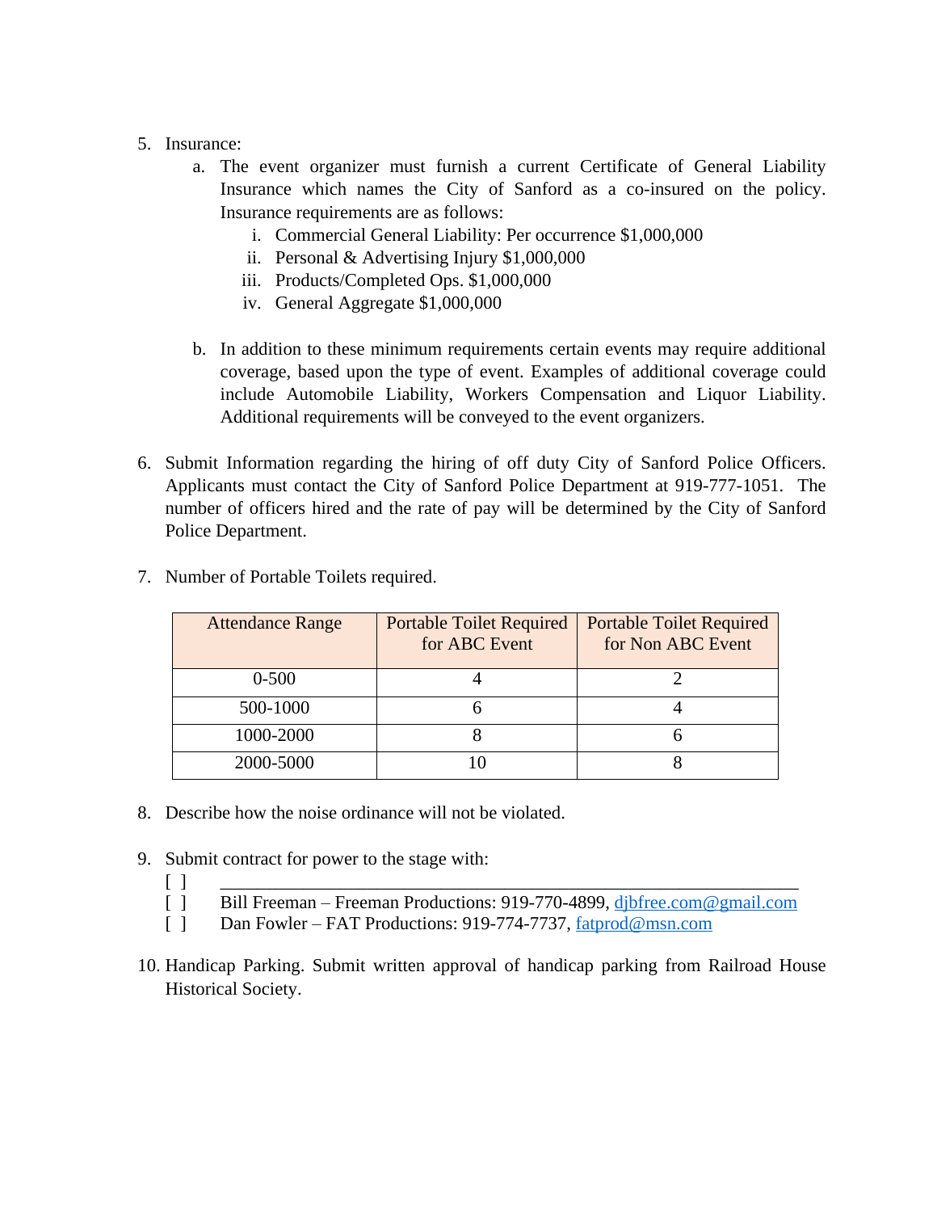5. Insurance:
    a. The event organizer must furnish a current Certificate of General Liability Insurance which names the City of Sanford as a co-insured on the policy. Insurance requirements are as follows:
        i. Commercial General Liability: Per occurrence $1,000,000
        ii. Personal & Advertising Injury $1,000,000
        iii. Products/Completed Ops. $1,000,000
        iv. General Aggregate $1,000,000

    b. In addition to these minimum requirements certain events may require additional coverage, based upon the type of event. Examples of additional coverage could include Automobile Liability, Workers Compensation and Liquor Liability. Additional requirements will be conveyed to the event organizers.

6. Submit Information regarding the hiring of off duty City of Sanford Police Officers. Applicants must contact the City of Sanford Police Department at 919-777-1051. The number of officers hired and the rate of pay will be determined by the City of Sanford Police Department.

7. Number of Portable Toilets required.

| Attendance Range | Portable Toilet Required for ABC Event | Portable Toilet Required for Non ABC Event |
|---|---|---|
| 0-500 | 4 | 2 |
| 500-1000 | 6 | 4 |
| 1000-2000 | 8 | 6 |
| 2000-5000 | 10 | 8 |

8. Describe how the noise ordinance will not be violated.

9. Submit contract for power to the stage with:
    [ ] ______________________________________________________________
    [ ] Bill Freeman – Freeman Productions: 919-770-4899, djbfree.com@gmail.com
    [ ] Dan Fowler – FAT Productions: 919-774-7737, fatprod@msn.com

10. Handicap Parking. Submit written approval of handicap parking from Railroad House Historical Society.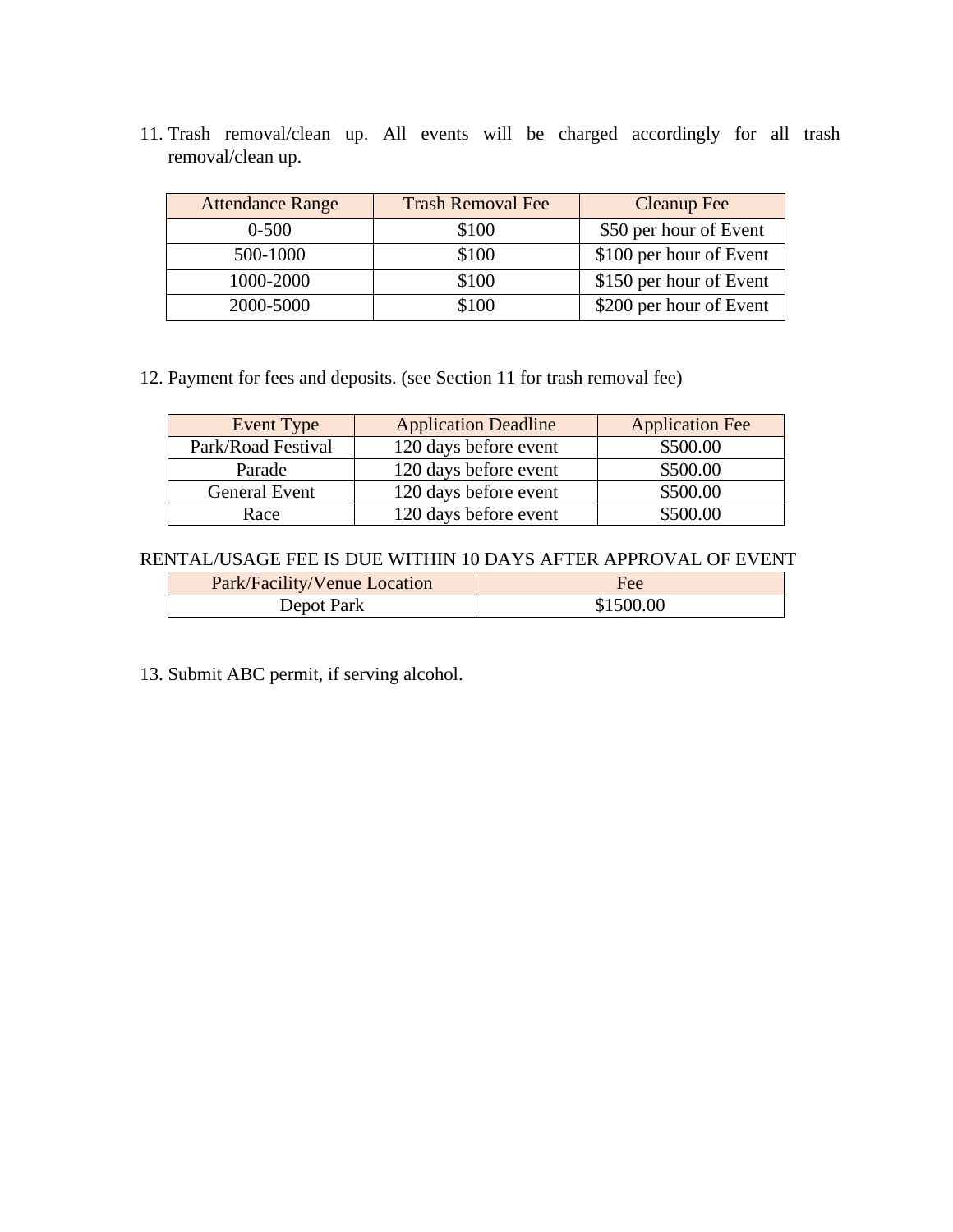11. Trash removal/clean up. All events will be charged accordingly for all trash removal/clean up.

| Attendance Range | Trash Removal Fee | Cleanup Fee |
|---|---|---|
| 0-500 | $100 | $50 per hour of Event |
| 500-1000 | $100 | $100 per hour of Event |
| 1000-2000 | $100 | $150 per hour of Event |
| 2000-5000 | $100 | $200 per hour of Event |

12. Payment for fees and deposits. (see Section 11 for trash removal fee)

| Event Type | Application Deadline | Application Fee |
|---|---|---|
| Park/Road Festival | 120 days before event | $500.00 |
| Parade | 120 days before event | $500.00 |
| General Event | 120 days before event | $500.00 |
| Race | 120 days before event | $500.00 |

RENTAL/USAGE FEE IS DUE WITHIN 10 DAYS AFTER APPROVAL OF EVENT

| Park/Facility/Venue Location | Fee |
|---|---|
| Depot Park | $1500.00 |

13. Submit ABC permit, if serving alcohol.